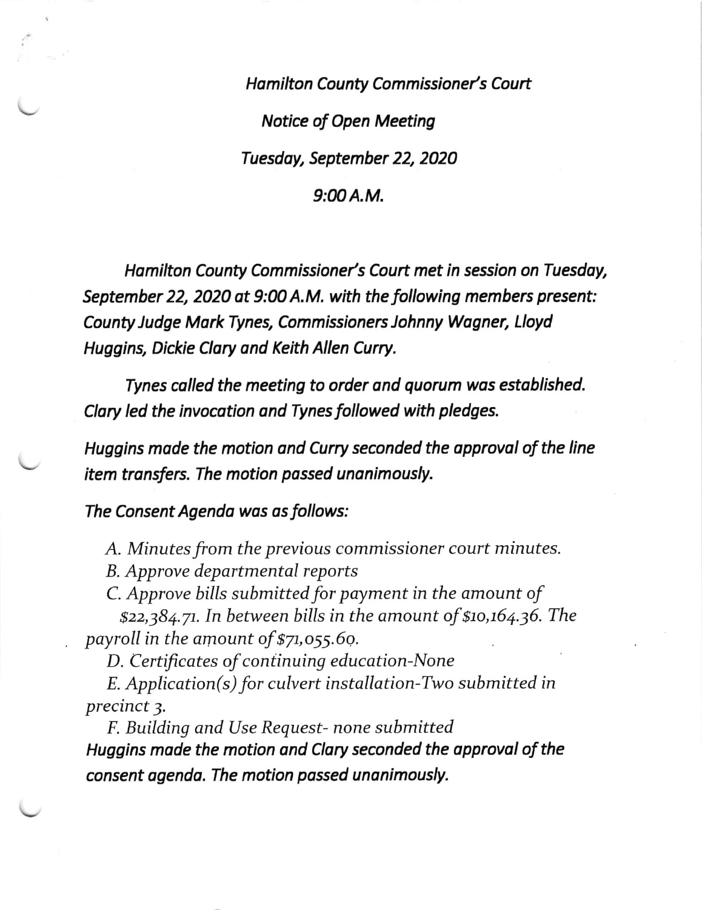*Hamilton County Commissioner's Court*

*Notice of Open Meeting*

*Tuesday, September 22, 2020*

*9:00 A.M.*

*Hamilton County Commissioner's Court met in session on Tuesday, September 22, 2020 at 9:00 A.M. with the following members present: County Judge Mark Tynes, Commissioners Johnny Wagner, Lloyd Huggins, Dickie Clary and Keith Allen Curry.*

*Tynes called the meeting to order and quorum was established. Clary led the invocation and Tynes followed with pledges.*

*Huggins made the motion and Curry seconded the approval of the line item transfers. The motion passed unanimously.*

*The Consent Agenda was as follows:*

*A. Minutes from the previous commissioner court minutes.*

*B. Approve departmental reports*

*C. Approve bills submitted for payment in the amount of $22,384.71. In between bills in the amount of $10,164.36. The payroll in the amount of $71,055.60.*

*D. Certificates of continuing education-None*

*E. Application(s) for culvert installation-Two submitted in precinct 3.*

*F. Building and Use Request- none submitted*

*Huggins made the motion and Clary seconded the approval of the consent agenda. The motion passed unanimously.*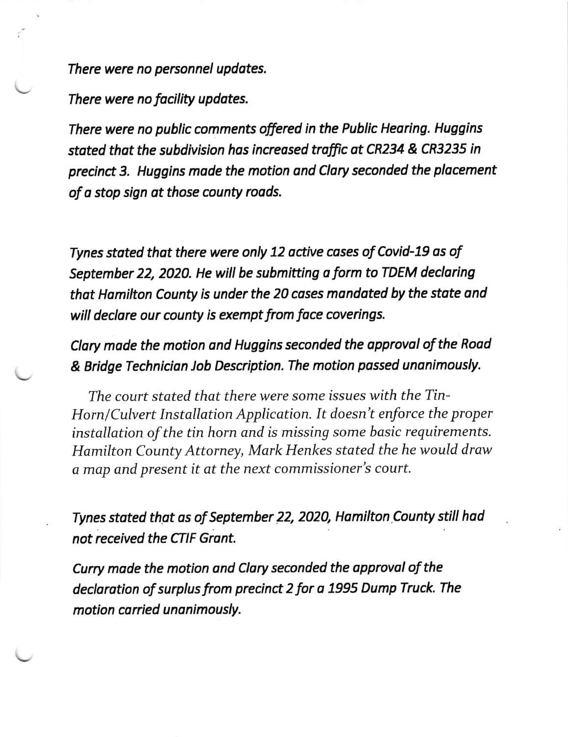*There were no personnel updates.*

*There were no facility updates.*

*There were no public comments offered in the Public Hearing. Huggins stated that the subdivision has increased traffic at CR234 & CR3235 in precinct 3. Huggins made the motion and Clary seconded the placement of a stop sign at those county roads.*

*Tynes stated that there were only 12 active cases of Covid-19 as of September 22, 2020. He will be submitting a form to TDEM declaring that Hamilton County is under the 20 cases mandated by the state and will declare our county is exempt from face coverings.*

*Clary made the motion and Huggins seconded the approval of the Road & Bridge Technician Job Description. The motion passed unanimously.*

*The court stated that there were some issues with the Tin-Horn/Culvert Installation Application. It doesn't enforce the proper installation of the tin horn and is missing some basic requirements. Hamilton County Attorney, Mark Henkes stated the he would draw a map and present it at the next commissioner's court.*

*Tynes stated that as of September 22, 2020, Hamilton County still had not received the CTIF Grant.*

*Curry made the motion and Clary seconded the approval of the declaration of surplus from precinct 2 for a 1995 Dump Truck. The motion carried unanimously.*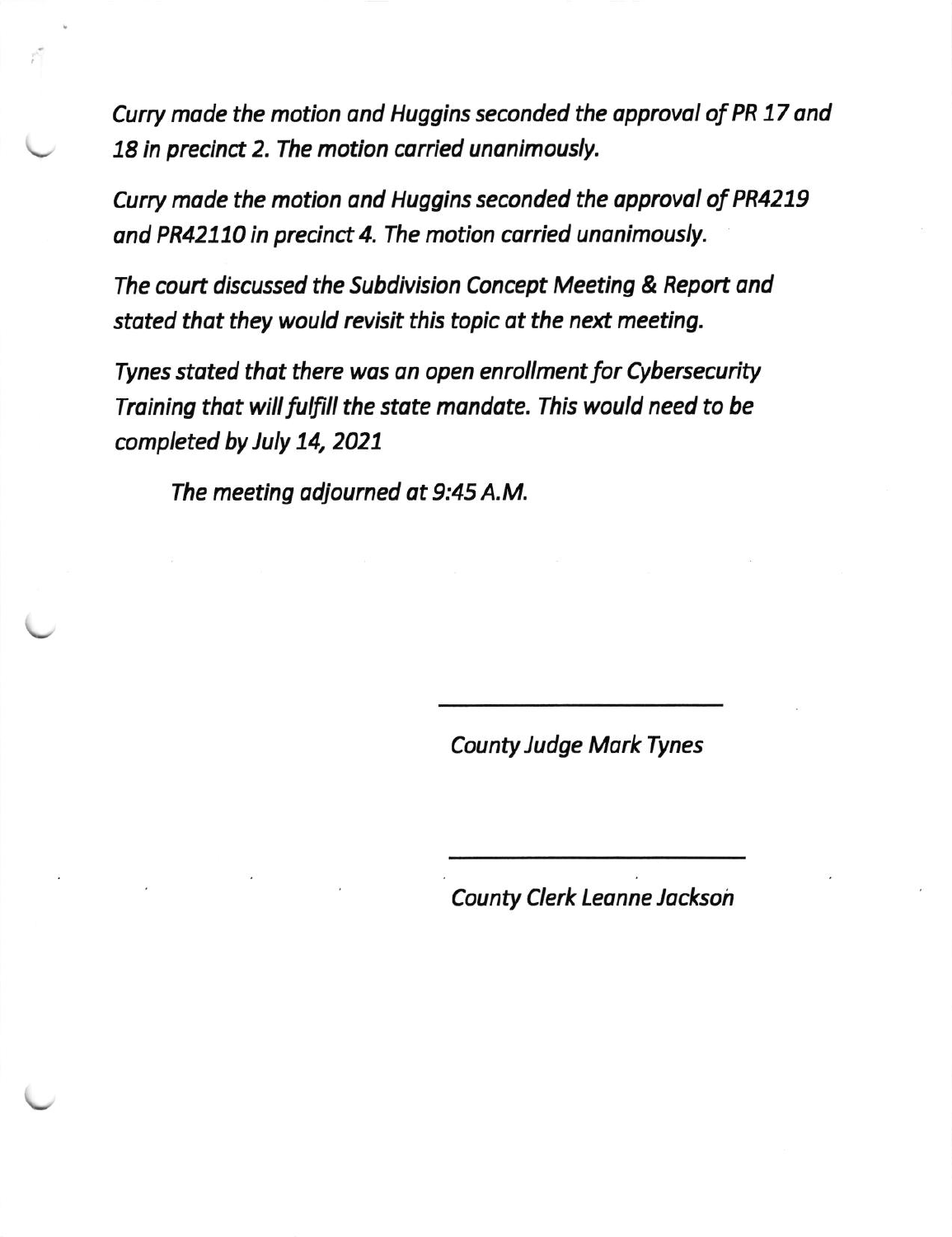*Curry made the motion and Huggins seconded the approval of PR 17 and 18 in precinct 2. The motion carried unanimously.*

*Curry made the motion and Huggins seconded the approval of PR4219 and PR42110 in precinct 4. The motion carried unanimously.*

*The court discussed the Subdivision Concept Meeting & Report and stated that they would revisit this topic at the next meeting.*

*Tynes stated that there was an open enrollment for Cybersecurity Training that will fulfill the state mandate. This would need to be completed by July 14, 2021*

*The meeting adjourned at 9:45 A.M.*

_________________________

*County Judge Mark Tynes*

_________________________

*County Clerk Leanne Jackson*